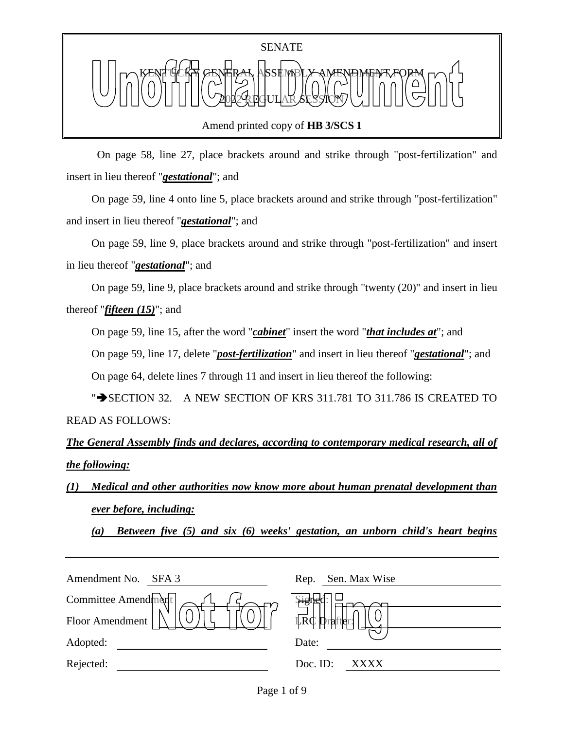SENATE

KENTUCKY GENERAL ASSEMBLY AMENDMENT FORM

2022 REGULAR SESSION

Amend printed copy of **HB 3/SCS 1**

On page 58, line 27, place brackets around and strike through "post-fertilization" and insert in lieu thereof "***gestational***"; and

On page 59, line 4 onto line 5, place brackets around and strike through "post-fertilization" and insert in lieu thereof "***gestational***"; and

On page 59, line 9, place brackets around and strike through "post-fertilization" and insert in lieu thereof "***gestational***"; and

On page 59, line 9, place brackets around and strike through "twenty (20)" and insert in lieu thereof "***fifteen (15)***"; and

On page 59, line 15, after the word "***cabinet***" insert the word "***that includes at***"; and

On page 59, line 17, delete "***post-fertilization***" and insert in lieu thereof "***gestational***"; and

On page 64, delete lines 7 through 11 and insert in lieu thereof the following:

"➔SECTION 32. A NEW SECTION OF KRS 311.781 TO 311.786 IS CREATED TO READ AS FOLLOWS:

***The General Assembly finds and declares, according to contemporary medical research, all of the following:***

***(1) Medical and other authorities now know more about human prenatal development than ever before, including:***

***(a) Between five (5) and six (6) weeks' gestation, an unborn child's heart begins***

| | | | |
|---|---|---|---|
| Amendment No. | SFA 3 | Rep. | Sen. Max Wise |
| Committee Amendment | | Signed: | |
| Floor Amendment | | LRC Drafter: | |
| Adopted: | | Date: | |
| Rejected: | | Doc. ID: | XXXX |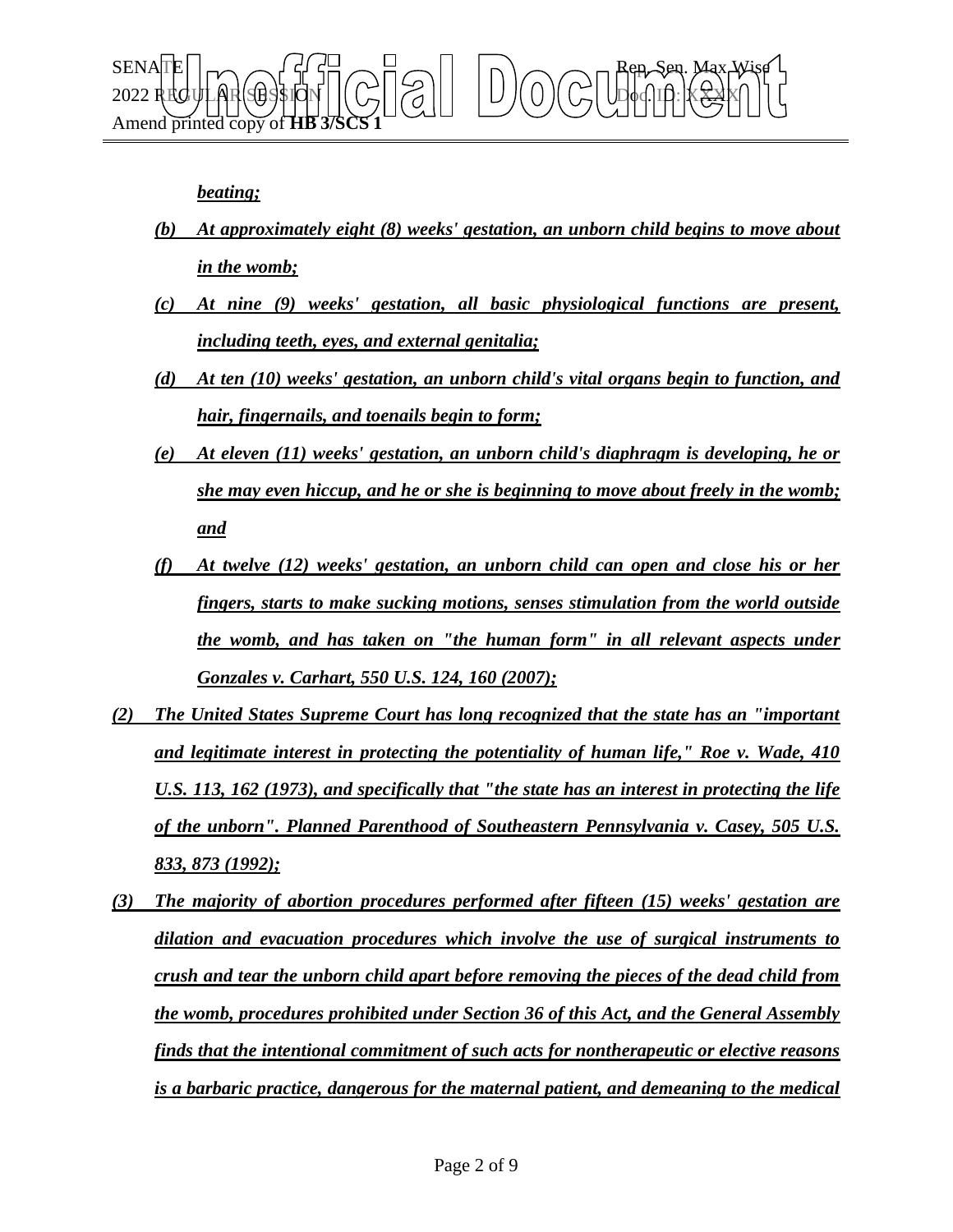*beating;*

*(b) At approximately eight (8) weeks' gestation, an unborn child begins to move about in the womb;*

*(c) At nine (9) weeks' gestation, all basic physiological functions are present, including teeth, eyes, and external genitalia;*

*(d) At ten (10) weeks' gestation, an unborn child's vital organs begin to function, and hair, fingernails, and toenails begin to form;*

*(e) At eleven (11) weeks' gestation, an unborn child's diaphragm is developing, he or she may even hiccup, and he or she is beginning to move about freely in the womb; and*

*(f) At twelve (12) weeks' gestation, an unborn child can open and close his or her fingers, starts to make sucking motions, senses stimulation from the world outside the womb, and has taken on "the human form" in all relevant aspects under Gonzales v. Carhart, 550 U.S. 124, 160 (2007);*

*(2) The United States Supreme Court has long recognized that the state has an "important and legitimate interest in protecting the potentiality of human life," Roe v. Wade, 410 U.S. 113, 162 (1973), and specifically that "the state has an interest in protecting the life of the unborn". Planned Parenthood of Southeastern Pennsylvania v. Casey, 505 U.S. 833, 873 (1992);*

*(3) The majority of abortion procedures performed after fifteen (15) weeks' gestation are dilation and evacuation procedures which involve the use of surgical instruments to crush and tear the unborn child apart before removing the pieces of the dead child from the womb, procedures prohibited under Section 36 of this Act, and the General Assembly finds that the intentional commitment of such acts for nontherapeutic or elective reasons is a barbaric practice, dangerous for the maternal patient, and demeaning to the medical*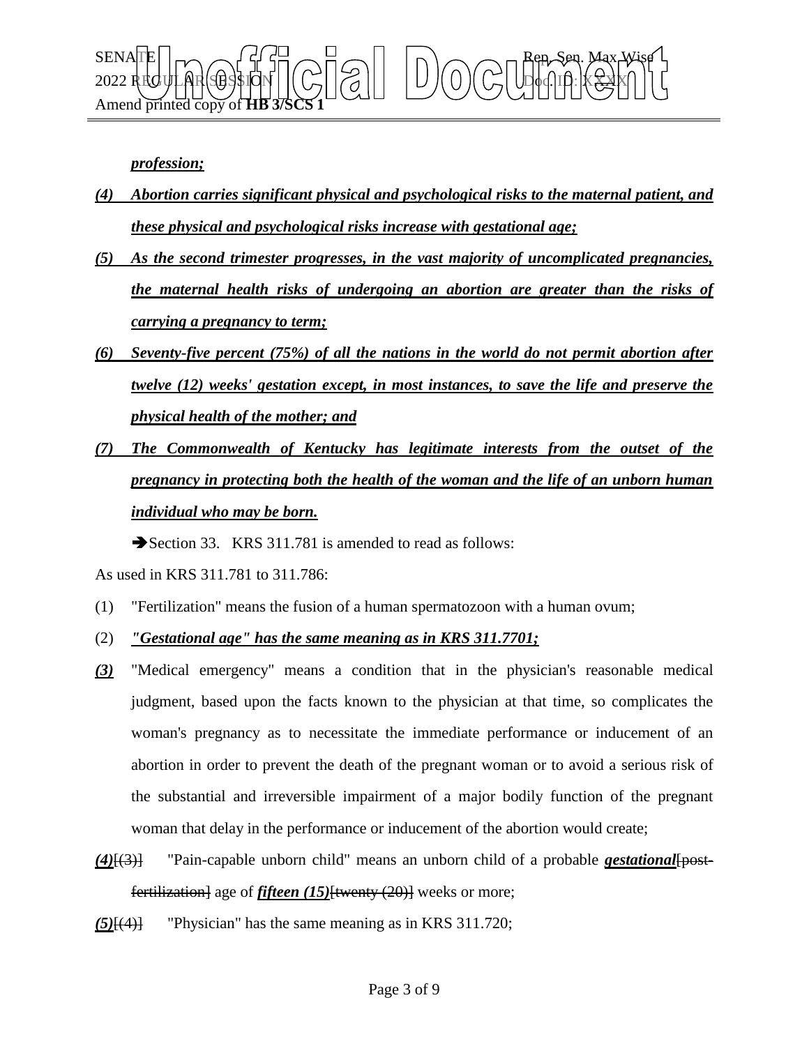***profession;***

***(4) Abortion carries significant physical and psychological risks to the maternal patient, and these physical and psychological risks increase with gestational age;***

***(5) As the second trimester progresses, in the vast majority of uncomplicated pregnancies, the maternal health risks of undergoing an abortion are greater than the risks of carrying a pregnancy to term;***

***(6) Seventy-five percent (75%) of all the nations in the world do not permit abortion after twelve (12) weeks' gestation except, in most instances, to save the life and preserve the physical health of the mother; and***

***(7) The Commonwealth of Kentucky has legitimate interests from the outset of the pregnancy in protecting both the health of the woman and the life of an unborn human individual who may be born.***

➔Section 33. KRS 311.781 is amended to read as follows:

As used in KRS 311.781 to 311.786:

(1) "Fertilization" means the fusion of a human spermatozoon with a human ovum;

(2) ***"Gestational age" has the same meaning as in KRS 311.7701;***

***(3)*** "Medical emergency" means a condition that in the physician's reasonable medical judgment, based upon the facts known to the physician at that time, so complicates the woman's pregnancy as to necessitate the immediate performance or inducement of an abortion in order to prevent the death of the pregnant woman or to avoid a serious risk of the substantial and irreversible impairment of a major bodily function of the pregnant woman that delay in the performance or inducement of the abortion would create;

***(4)***[(3)] "Pain-capable unborn child" means an unborn child of a probable ***gestational***[post-fertilization] age of ***fifteen (15)***[twenty (20)] weeks or more;

***(5)***[(4)] "Physician" has the same meaning as in KRS 311.720;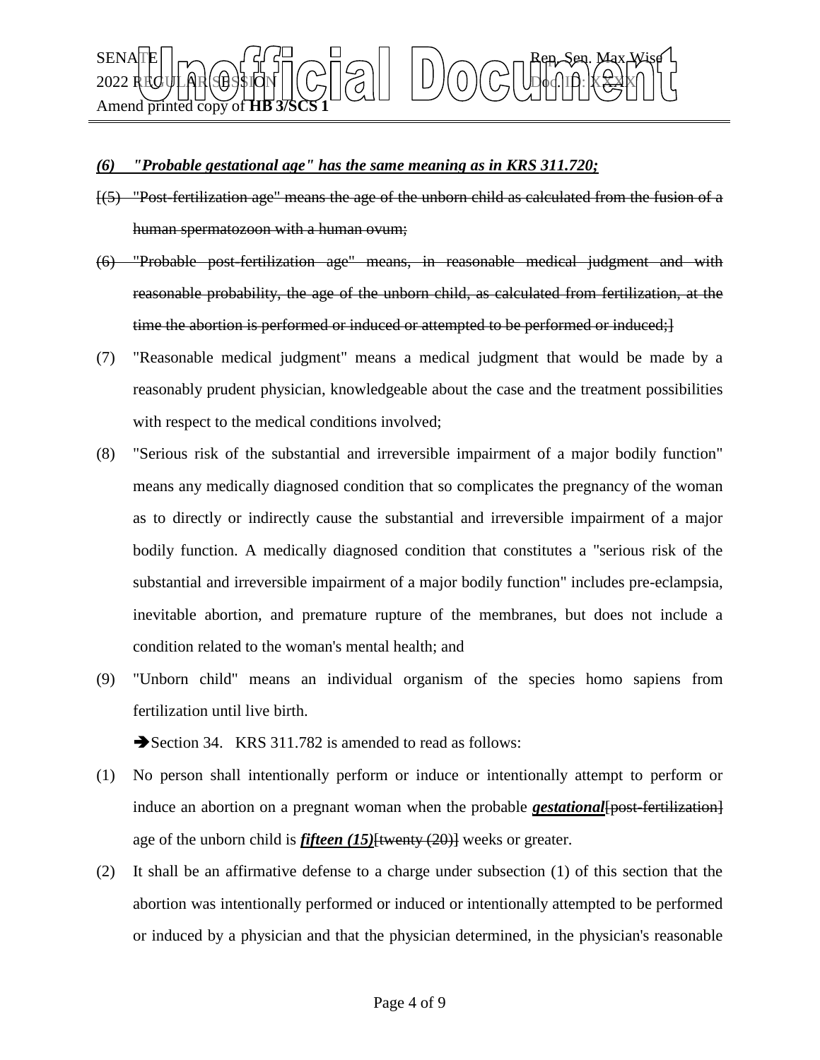***(6) "Probable gestational age" has the same meaning as in KRS 311.720;***

~~[(5) "Post-fertilization age" means the age of the unborn child as calculated from the fusion of a human spermatozoon with a human ovum;~~

~~(6) "Probable post-fertilization age" means, in reasonable medical judgment and with reasonable probability, the age of the unborn child, as calculated from fertilization, at the time the abortion is performed or induced or attempted to be performed or induced;]~~

(7) "Reasonable medical judgment" means a medical judgment that would be made by a reasonably prudent physician, knowledgeable about the case and the treatment possibilities with respect to the medical conditions involved;

(8) "Serious risk of the substantial and irreversible impairment of a major bodily function" means any medically diagnosed condition that so complicates the pregnancy of the woman as to directly or indirectly cause the substantial and irreversible impairment of a major bodily function. A medically diagnosed condition that constitutes a "serious risk of the substantial and irreversible impairment of a major bodily function" includes pre-eclampsia, inevitable abortion, and premature rupture of the membranes, but does not include a condition related to the woman's mental health; and

(9) "Unborn child" means an individual organism of the species homo sapiens from fertilization until live birth.

➔Section 34. KRS 311.782 is amended to read as follows:

(1) No person shall intentionally perform or induce or intentionally attempt to perform or induce an abortion on a pregnant woman when the probable ***gestational***~~[post-fertilization]~~ age of the unborn child is ***fifteen (15)***~~[twenty (20)]~~ weeks or greater.

(2) It shall be an affirmative defense to a charge under subsection (1) of this section that the abortion was intentionally performed or induced or intentionally attempted to be performed or induced by a physician and that the physician determined, in the physician's reasonable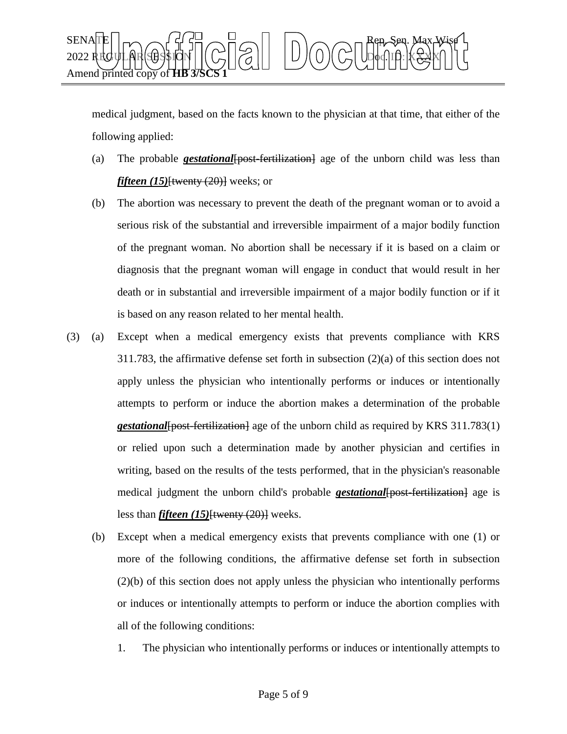medical judgment, based on the facts known to the physician at that time, that either of the following applied:

(a) The probable ***gestational***[~~post-fertilization~~] age of the unborn child was less than ***fifteen (15)***[~~twenty (20)~~] weeks; or

(b) The abortion was necessary to prevent the death of the pregnant woman or to avoid a serious risk of the substantial and irreversible impairment of a major bodily function of the pregnant woman. No abortion shall be necessary if it is based on a claim or diagnosis that the pregnant woman will engage in conduct that would result in her death or in substantial and irreversible impairment of a major bodily function or if it is based on any reason related to her mental health.

(3) (a) Except when a medical emergency exists that prevents compliance with KRS 311.783, the affirmative defense set forth in subsection (2)(a) of this section does not apply unless the physician who intentionally performs or induces or intentionally attempts to perform or induce the abortion makes a determination of the probable ***gestational***[~~post-fertilization~~] age of the unborn child as required by KRS 311.783(1) or relied upon such a determination made by another physician and certifies in writing, based on the results of the tests performed, that in the physician's reasonable medical judgment the unborn child's probable ***gestational***[~~post-fertilization~~] age is less than ***fifteen (15)***[~~twenty (20)~~] weeks.

(b) Except when a medical emergency exists that prevents compliance with one (1) or more of the following conditions, the affirmative defense set forth in subsection (2)(b) of this section does not apply unless the physician who intentionally performs or induces or intentionally attempts to perform or induce the abortion complies with all of the following conditions:

1. The physician who intentionally performs or induces or intentionally attempts to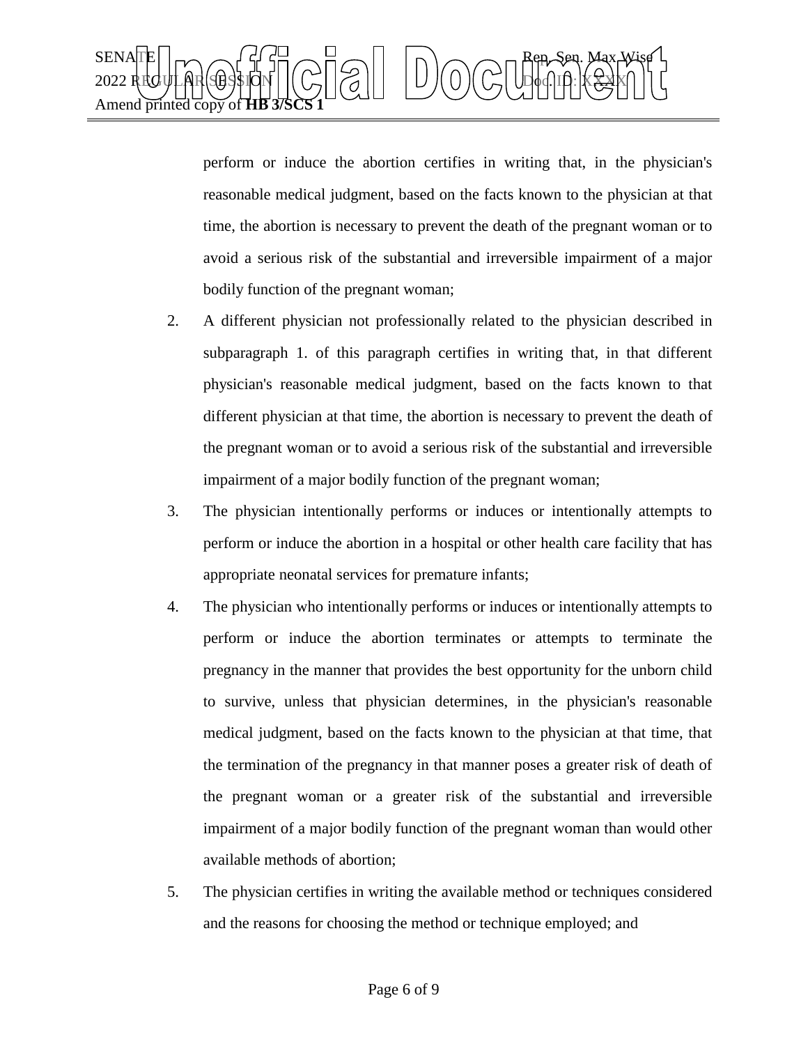perform or induce the abortion certifies in writing that, in the physician's reasonable medical judgment, based on the facts known to the physician at that time, the abortion is necessary to prevent the death of the pregnant woman or to avoid a serious risk of the substantial and irreversible impairment of a major bodily function of the pregnant woman;

2. A different physician not professionally related to the physician described in subparagraph 1. of this paragraph certifies in writing that, in that different physician's reasonable medical judgment, based on the facts known to that different physician at that time, the abortion is necessary to prevent the death of the pregnant woman or to avoid a serious risk of the substantial and irreversible impairment of a major bodily function of the pregnant woman;

3. The physician intentionally performs or induces or intentionally attempts to perform or induce the abortion in a hospital or other health care facility that has appropriate neonatal services for premature infants;

4. The physician who intentionally performs or induces or intentionally attempts to perform or induce the abortion terminates or attempts to terminate the pregnancy in the manner that provides the best opportunity for the unborn child to survive, unless that physician determines, in the physician's reasonable medical judgment, based on the facts known to the physician at that time, that the termination of the pregnancy in that manner poses a greater risk of death of the pregnant woman or a greater risk of the substantial and irreversible impairment of a major bodily function of the pregnant woman than would other available methods of abortion;

5. The physician certifies in writing the available method or techniques considered and the reasons for choosing the method or technique employed; and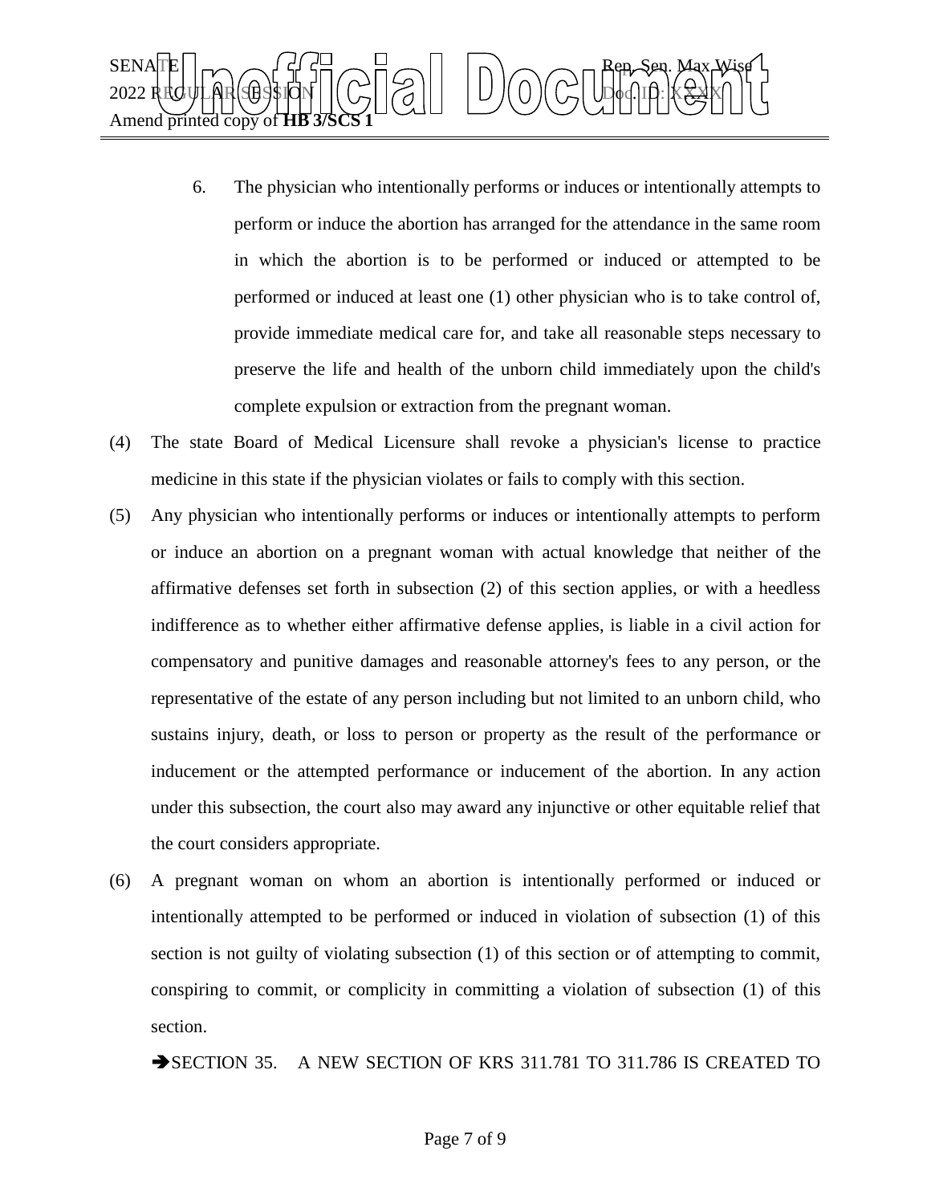6. The physician who intentionally performs or induces or intentionally attempts to perform or induce the abortion has arranged for the attendance in the same room in which the abortion is to be performed or induced or attempted to be performed or induced at least one (1) other physician who is to take control of, provide immediate medical care for, and take all reasonable steps necessary to preserve the life and health of the unborn child immediately upon the child's complete expulsion or extraction from the pregnant woman.

(4) The state Board of Medical Licensure shall revoke a physician's license to practice medicine in this state if the physician violates or fails to comply with this section.

(5) Any physician who intentionally performs or induces or intentionally attempts to perform or induce an abortion on a pregnant woman with actual knowledge that neither of the affirmative defenses set forth in subsection (2) of this section applies, or with a heedless indifference as to whether either affirmative defense applies, is liable in a civil action for compensatory and punitive damages and reasonable attorney's fees to any person, or the representative of the estate of any person including but not limited to an unborn child, who sustains injury, death, or loss to person or property as the result of the performance or inducement or the attempted performance or inducement of the abortion. In any action under this subsection, the court also may award any injunctive or other equitable relief that the court considers appropriate.

(6) A pregnant woman on whom an abortion is intentionally performed or induced or intentionally attempted to be performed or induced in violation of subsection (1) of this section is not guilty of violating subsection (1) of this section or of attempting to commit, conspiring to commit, or complicity in committing a violation of subsection (1) of this section.

➔SECTION 35. A NEW SECTION OF KRS 311.781 TO 311.786 IS CREATED TO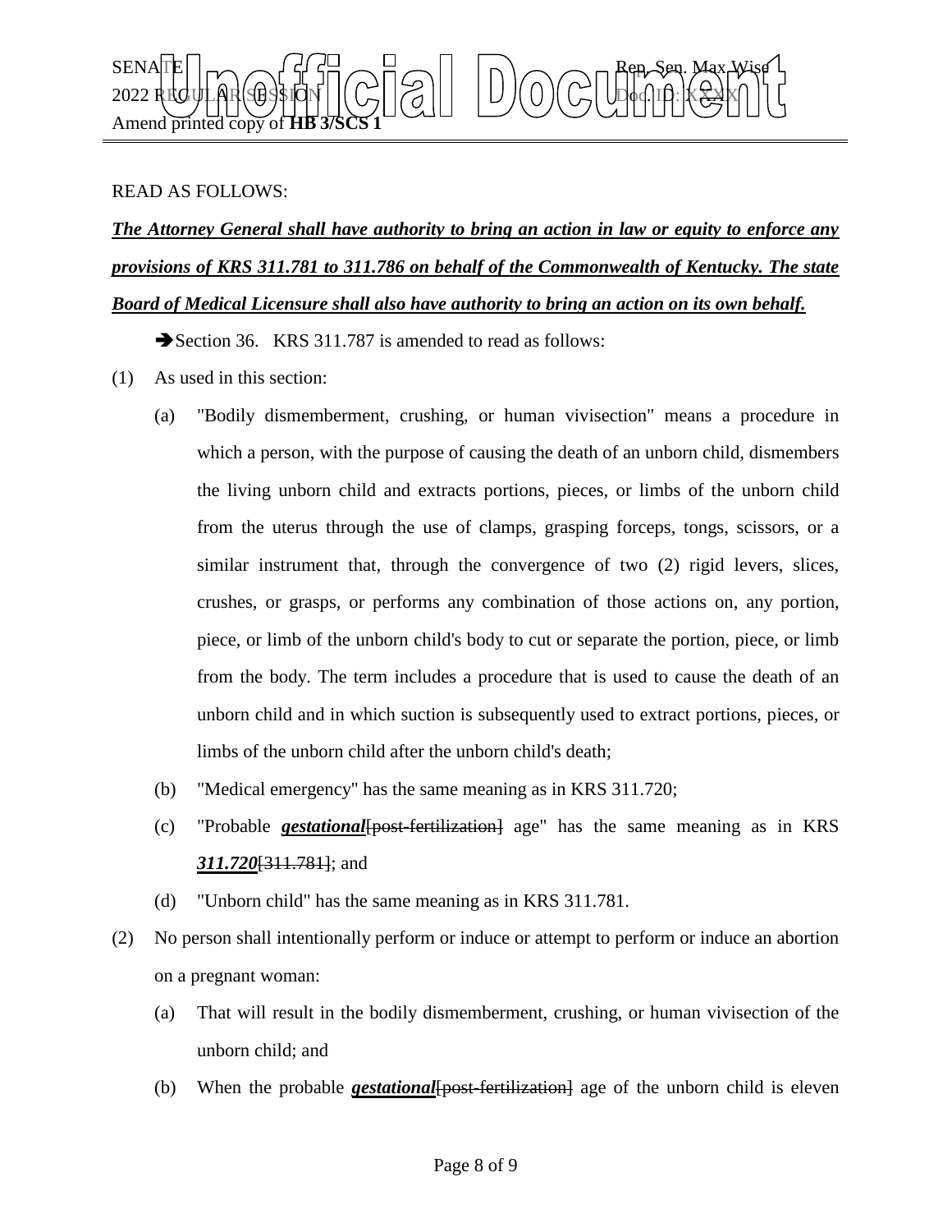READ AS FOLLOWS:

***The Attorney General shall have authority to bring an action in law or equity to enforce any provisions of KRS 311.781 to 311.786 on behalf of the Commonwealth of Kentucky. The state Board of Medical Licensure shall also have authority to bring an action on its own behalf.***

➔Section 36. KRS 311.787 is amended to read as follows:

(1) As used in this section:

(a) "Bodily dismemberment, crushing, or human vivisection" means a procedure in which a person, with the purpose of causing the death of an unborn child, dismembers the living unborn child and extracts portions, pieces, or limbs of the unborn child from the uterus through the use of clamps, grasping forceps, tongs, scissors, or a similar instrument that, through the convergence of two (2) rigid levers, slices, crushes, or grasps, or performs any combination of those actions on, any portion, piece, or limb of the unborn child's body to cut or separate the portion, piece, or limb from the body. The term includes a procedure that is used to cause the death of an unborn child and in which suction is subsequently used to extract portions, pieces, or limbs of the unborn child after the unborn child's death;

(b) "Medical emergency" has the same meaning as in KRS 311.720;

(c) "Probable ***gestational***[~~post-fertilization~~] age" has the same meaning as in KRS ***311.720***[~~311.781~~]; and

(d) "Unborn child" has the same meaning as in KRS 311.781.

(2) No person shall intentionally perform or induce or attempt to perform or induce an abortion on a pregnant woman:

(a) That will result in the bodily dismemberment, crushing, or human vivisection of the unborn child; and

(b) When the probable ***gestational***[~~post-fertilization~~] age of the unborn child is eleven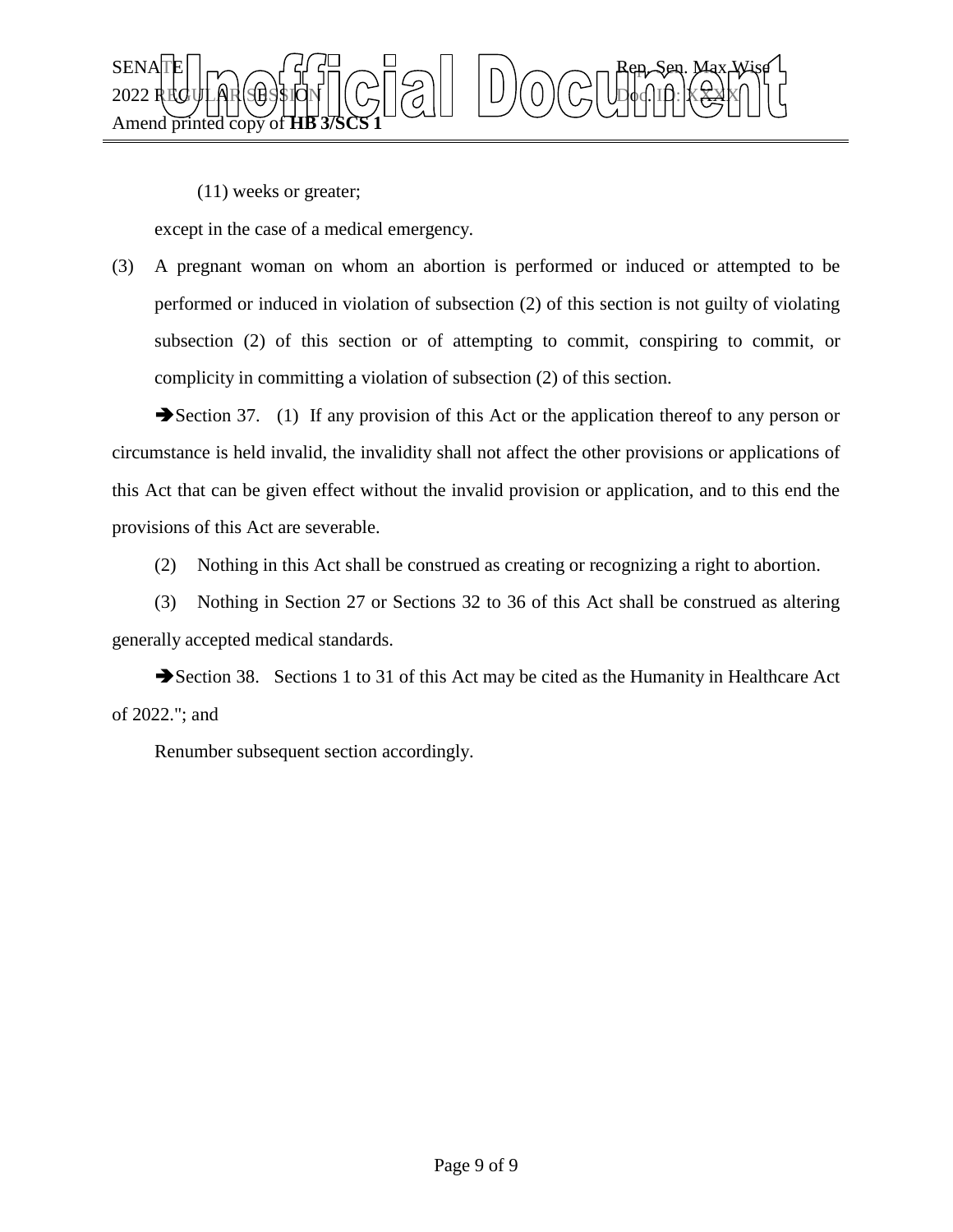(11) weeks or greater;

except in the case of a medical emergency.

(3) A pregnant woman on whom an abortion is performed or induced or attempted to be performed or induced in violation of subsection (2) of this section is not guilty of violating subsection (2) of this section or of attempting to commit, conspiring to commit, or complicity in committing a violation of subsection (2) of this section.

➔Section 37. (1) If any provision of this Act or the application thereof to any person or circumstance is held invalid, the invalidity shall not affect the other provisions or applications of this Act that can be given effect without the invalid provision or application, and to this end the provisions of this Act are severable.

(2) Nothing in this Act shall be construed as creating or recognizing a right to abortion.

(3) Nothing in Section 27 or Sections 32 to 36 of this Act shall be construed as altering generally accepted medical standards.

➔Section 38. Sections 1 to 31 of this Act may be cited as the Humanity in Healthcare Act of 2022."; and

Renumber subsequent section accordingly.